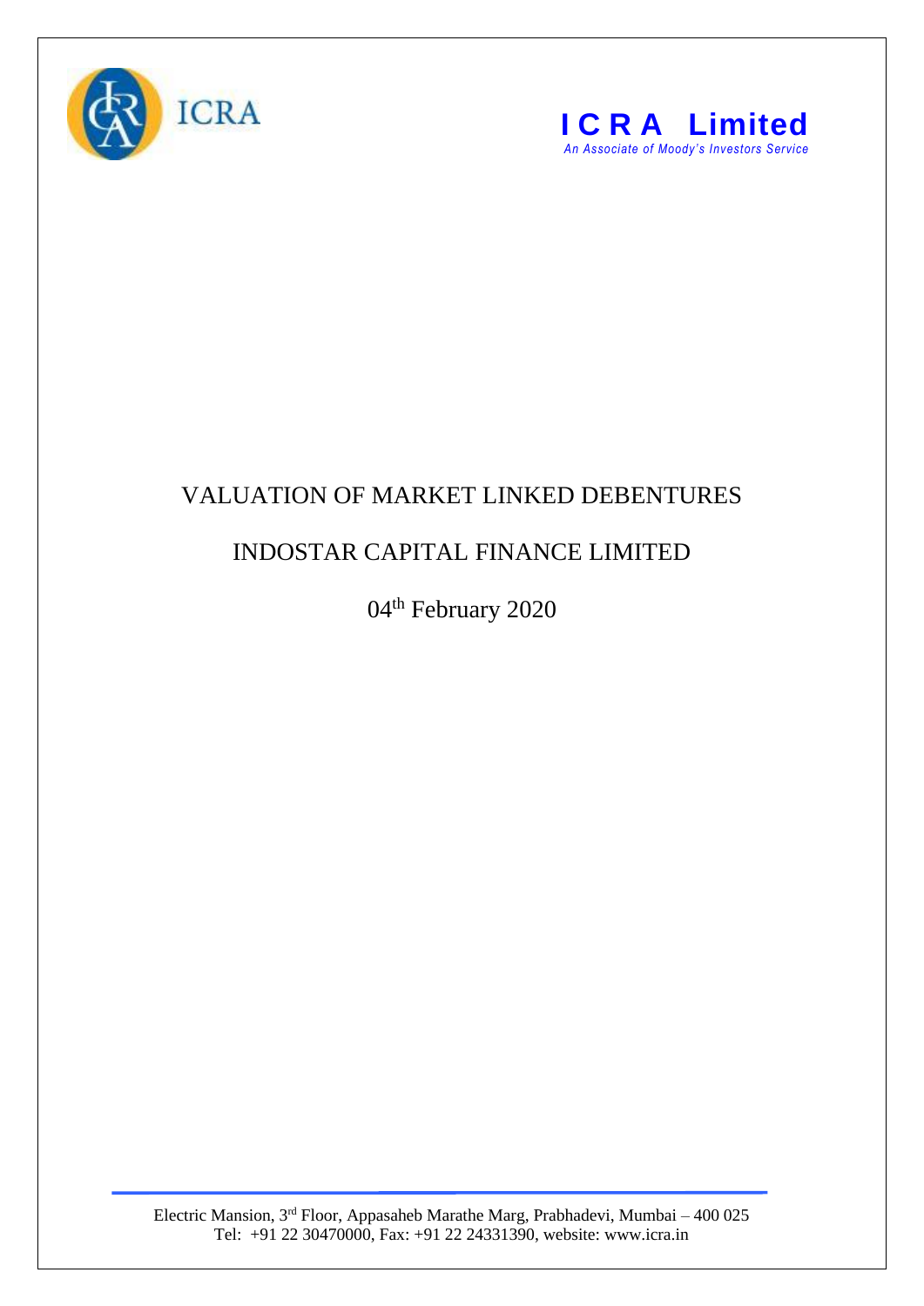ICRA

**I C R A Limited**
*An Associate of Moody's Investors Service*

# VALUATION OF MARKET LINKED DEBENTURES

## INDOSTAR CAPITAL FINANCE LIMITED

04th February 2020

Electric Mansion, 3rd Floor, Appasaheb Marathe Marg, Prabhadevi, Mumbai – 400 025
Tel: +91 22 30470000, Fax: +91 22 24331390, website: www.icra.in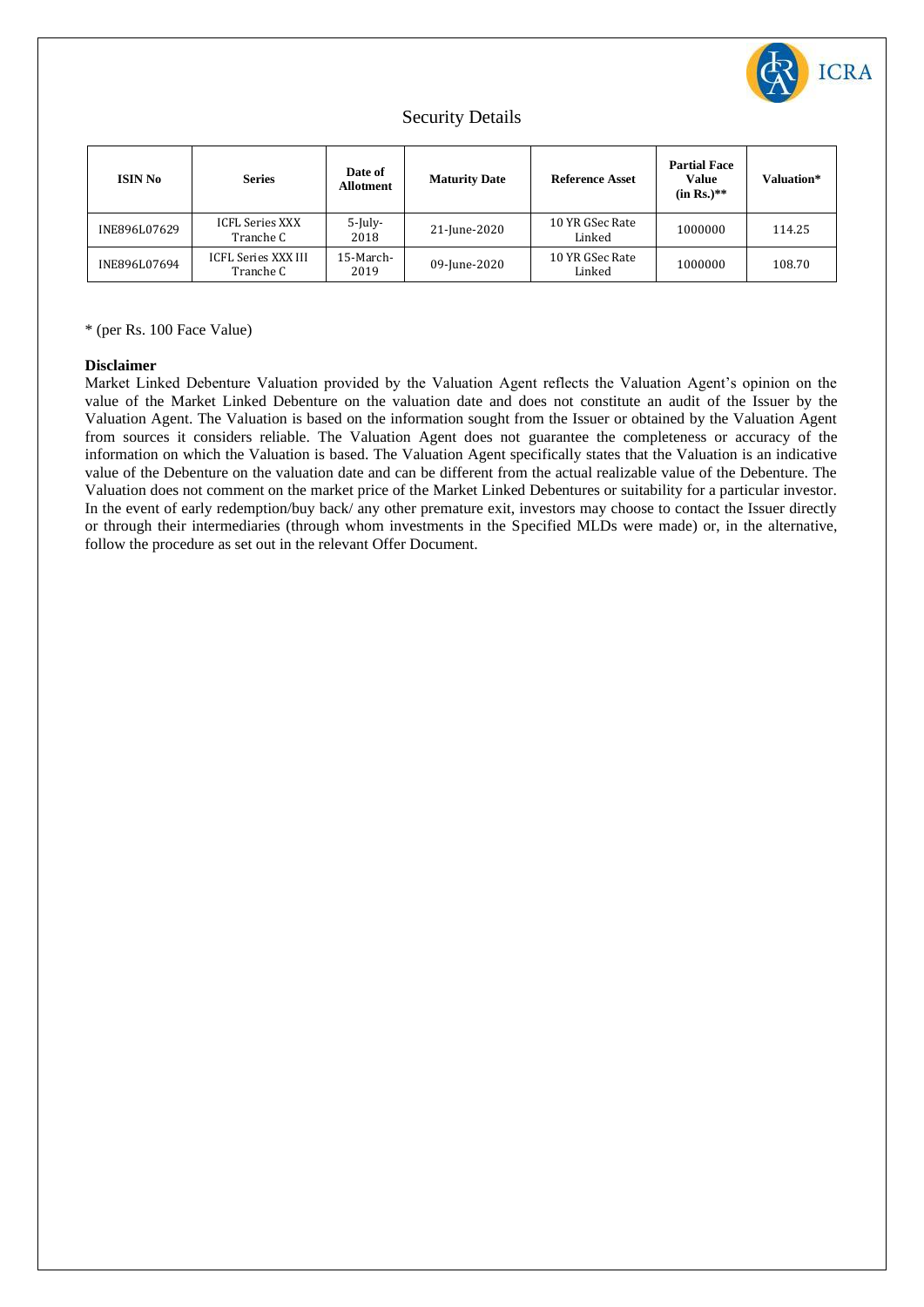## Security Details

| ISIN No | Series | Date of Allotment | Maturity Date | Reference Asset | Partial Face Value (in Rs.)** | Valuation* |
|---|---|---|---|---|---|---|
| INE896L07629 | ICFL Series XXX Tranche C | 5-July-2018 | 21-June-2020 | 10 YR GSec Rate Linked | 1000000 | 114.25 |
| INE896L07694 | ICFL Series XXX III Tranche C | 15-March-2019 | 09-June-2020 | 10 YR GSec Rate Linked | 1000000 | 108.70 |

* (per Rs. 100 Face Value)

**Disclaimer**

Market Linked Debenture Valuation provided by the Valuation Agent reflects the Valuation Agent's opinion on the value of the Market Linked Debenture on the valuation date and does not constitute an audit of the Issuer by the Valuation Agent. The Valuation is based on the information sought from the Issuer or obtained by the Valuation Agent from sources it considers reliable. The Valuation Agent does not guarantee the completeness or accuracy of the information on which the Valuation is based. The Valuation Agent specifically states that the Valuation is an indicative value of the Debenture on the valuation date and can be different from the actual realizable value of the Debenture. The Valuation does not comment on the market price of the Market Linked Debentures or suitability for a particular investor. In the event of early redemption/buy back/ any other premature exit, investors may choose to contact the Issuer directly or through their intermediaries (through whom investments in the Specified MLDs were made) or, in the alternative, follow the procedure as set out in the relevant Offer Document.